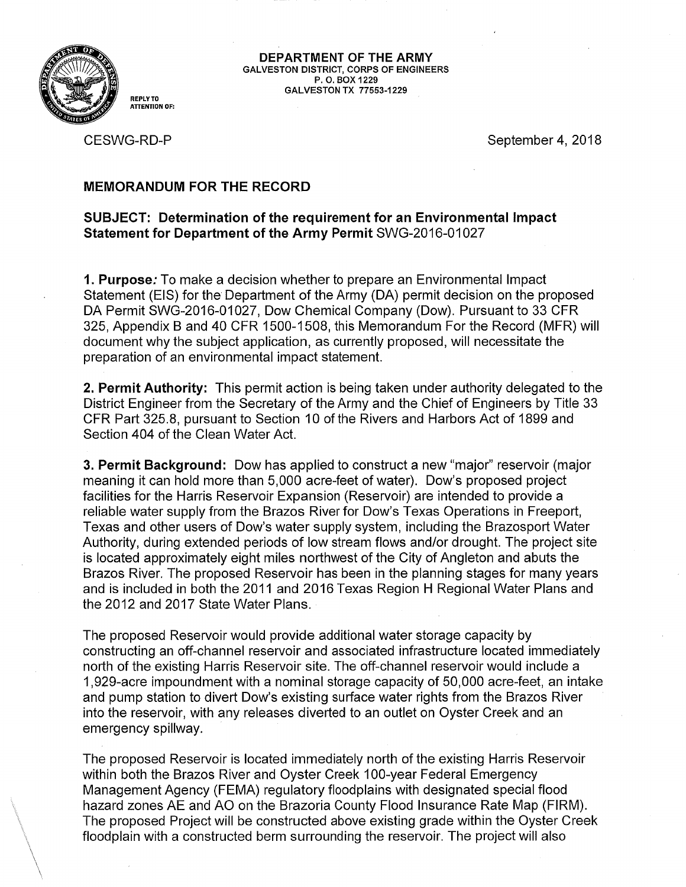**DEPARTMENT OF THE ARMY**
GALVESTON DISTRICT, CORPS OF ENGINEERS
P. O. BOX 1229
GALVESTON TX 77553-1229

REPLY TO ATTENTION OF:

CESWG-RD-P

September 4, 2018

## MEMORANDUM FOR THE RECORD

### SUBJECT: Determination of the requirement for an Environmental Impact Statement for Department of the Army Permit SWG-2016-01027

**1. Purpose***:* To make a decision whether to prepare an Environmental Impact Statement (EIS) for the Department of the Army (DA) permit decision on the proposed DA Permit SWG-2016-01027, Dow Chemical Company (Dow). Pursuant to 33 CFR 325, Appendix B and 40 CFR 1500-1508, this Memorandum For the Record (MFR) will document why the subject application, as currently proposed, will necessitate the preparation of an environmental impact statement.

**2. Permit Authority:** This permit action is being taken under authority delegated to the District Engineer from the Secretary of the Army and the Chief of Engineers by Title 33 CFR Part 325.8, pursuant to Section 10 of the Rivers and Harbors Act of 1899 and Section 404 of the Clean Water Act.

**3. Permit Background:** Dow has applied to construct a new "major" reservoir (major meaning it can hold more than 5,000 acre-feet of water). Dow's proposed project facilities for the Harris Reservoir Expansion (Reservoir) are intended to provide a reliable water supply from the Brazos River for Dow's Texas Operations in Freeport, Texas and other users of Dow's water supply system, including the Brazosport Water Authority, during extended periods of low stream flows and/or drought. The project site is located approximately eight miles northwest of the City of Angleton and abuts the Brazos River. The proposed Reservoir has been in the planning stages for many years and is included in both the 2011 and 2016 Texas Region H Regional Water Plans and the 2012 and 2017 State Water Plans.

The proposed Reservoir would provide additional water storage capacity by constructing an off-channel reservoir and associated infrastructure located immediately north of the existing Harris Reservoir site. The off-channel reservoir would include a 1,929-acre impoundment with a nominal storage capacity of 50,000 acre-feet, an intake and pump station to divert Dow's existing surface water rights from the Brazos River into the reservoir, with any releases diverted to an outlet on Oyster Creek and an emergency spillway.

The proposed Reservoir is located immediately north of the existing Harris Reservoir within both the Brazos River and Oyster Creek 100-year Federal Emergency Management Agency (FEMA) regulatory floodplains with designated special flood hazard zones AE and AO on the Brazoria County Flood Insurance Rate Map (FIRM). The proposed Project will be constructed above existing grade within the Oyster Creek floodplain with a constructed berm surrounding the reservoir. The project will also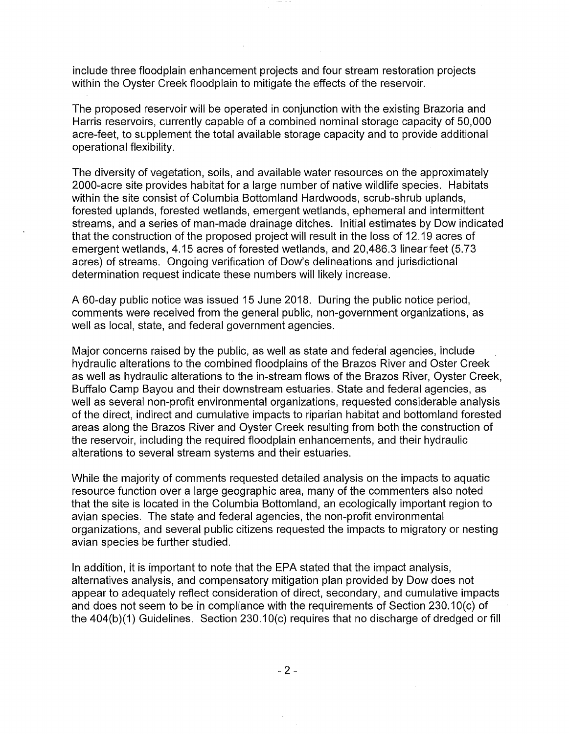include three floodplain enhancement projects and four stream restoration projects within the Oyster Creek floodplain to mitigate the effects of the reservoir.

The proposed reservoir will be operated in conjunction with the existing Brazoria and Harris reservoirs, currently capable of a combined nominal storage capacity of 50,000 acre-feet, to supplement the total available storage capacity and to provide additional operational flexibility.

The diversity of vegetation, soils, and available water resources on the approximately 2000-acre site provides habitat for a large number of native wildlife species. Habitats within the site consist of Columbia Bottomland Hardwoods, scrub-shrub uplands, forested uplands, forested wetlands, emergent wetlands, ephemeral and intermittent streams, and a series of man-made drainage ditches. Initial estimates by Dow indicated that the construction of the proposed project will result in the loss of 12.19 acres of emergent wetlands, 4.15 acres of forested wetlands, and 20,486.3 linear feet (5.73 acres) of streams. Ongoing verification of Dow's delineations and jurisdictional determination request indicate these numbers will likely increase.

A 60-day public notice was issued 15 June 2018. During the public notice period, comments were received from the general public, non-government organizations, as well as local, state, and federal government agencies.

Major concerns raised by the public, as well as state and federal agencies, include hydraulic alterations to the combined floodplains of the Brazos River and Oster Creek as well as hydraulic alterations to the in-stream flows of the Brazos River, Oyster Creek, Buffalo Camp Bayou and their downstream estuaries. State and federal agencies, as well as several non-profit environmental organizations, requested considerable analysis of the direct, indirect and cumulative impacts to riparian habitat and bottomland forested areas along the Brazos River and Oyster Creek resulting from both the construction of the reservoir, including the required floodplain enhancements, and their hydraulic alterations to several stream systems and their estuaries.

While the majority of comments requested detailed analysis on the impacts to aquatic resource function over a large geographic area, many of the commenters also noted that the site is located in the Columbia Bottomland, an ecologically important region to avian species. The state and federal agencies, the non-profit environmental organizations, and several public citizens requested the impacts to migratory or nesting avian species be further studied.

In addition, it is important to note that the EPA stated that the impact analysis, alternatives analysis, and compensatory mitigation plan provided by Dow does not appear to adequately reflect consideration of direct, secondary, and cumulative impacts and does not seem to be in compliance with the requirements of Section 230.10(c) of the 404(b)(1) Guidelines. Section 230.10(c) requires that no discharge of dredged or fill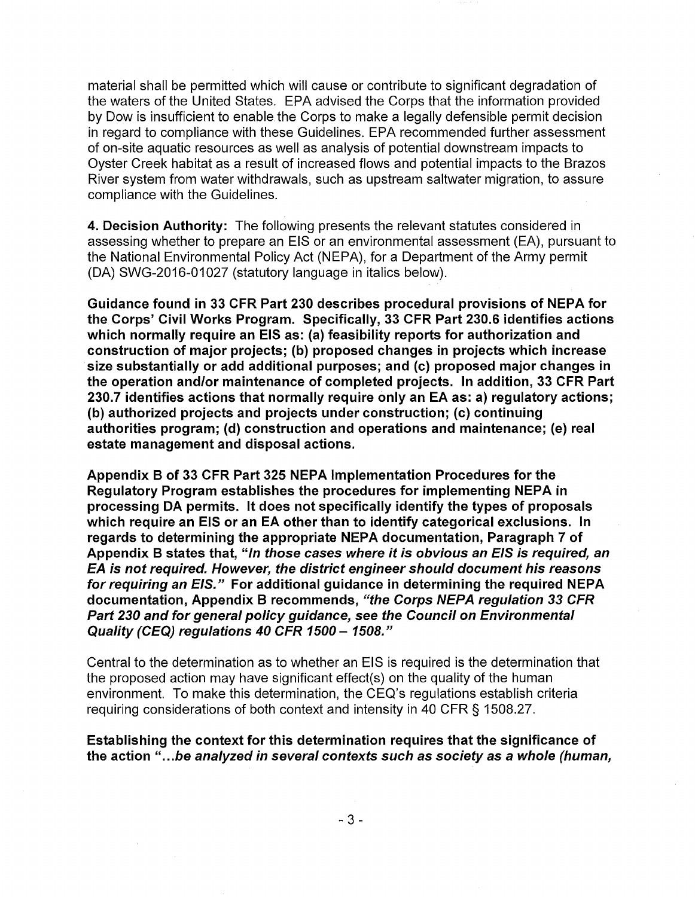material shall be permitted which will cause or contribute to significant degradation of the waters of the United States. EPA advised the Corps that the information provided by Dow is insufficient to enable the Corps to make a legally defensible permit decision in regard to compliance with these Guidelines. EPA recommended further assessment of on-site aquatic resources as well as analysis of potential downstream impacts to Oyster Creek habitat as a result of increased flows and potential impacts to the Brazos River system from water withdrawals, such as upstream saltwater migration, to assure compliance with the Guidelines.

**4. Decision Authority:** The following presents the relevant statutes considered in assessing whether to prepare an EIS or an environmental assessment (EA), pursuant to the National Environmental Policy Act (NEPA), for a Department of the Army permit (DA) SWG-2016-01027 (statutory language in italics below).

**Guidance found in 33 CFR Part 230 describes procedural provisions of NEPA for the Corps' Civil Works Program. Specifically, 33 CFR Part 230.6 identifies actions which normally require an EIS as: (a) feasibility reports for authorization and construction of major projects; (b) proposed changes in projects which increase size substantially or add additional purposes; and (c) proposed major changes in the operation and/or maintenance of completed projects. In addition, 33 CFR Part 230.7 identifies actions that normally require only an EA as: a) regulatory actions; (b) authorized projects and projects under construction; (c) continuing authorities program; (d) construction and operations and maintenance; (e) real estate management and disposal actions.**

**Appendix B of 33 CFR Part 325 NEPA Implementation Procedures for the Regulatory Program establishes the procedures for implementing NEPA in processing DA permits. It does not specifically identify the types of proposals which require an EIS or an EA other than to identify categorical exclusions. In regards to determining the appropriate NEPA documentation, Paragraph 7 of Appendix B states that, "*In those cases where it is obvious an EIS is required, an EA is not required. However, the district engineer should document his reasons for requiring an EIS.*" For additional guidance in determining the required NEPA documentation, Appendix B recommends, "*the Corps NEPA regulation 33 CFR Part 230 and for general policy guidance, see the Council on Environmental Quality (CEQ) regulations 40 CFR 1500 – 1508.*"**

Central to the determination as to whether an EIS is required is the determination that the proposed action may have significant effect(s) on the quality of the human environment. To make this determination, the CEQ's regulations establish criteria requiring considerations of both context and intensity in 40 CFR § 1508.27.

**Establishing the context for this determination requires that the significance of the action "...*be analyzed in several contexts such as society as a whole (human,***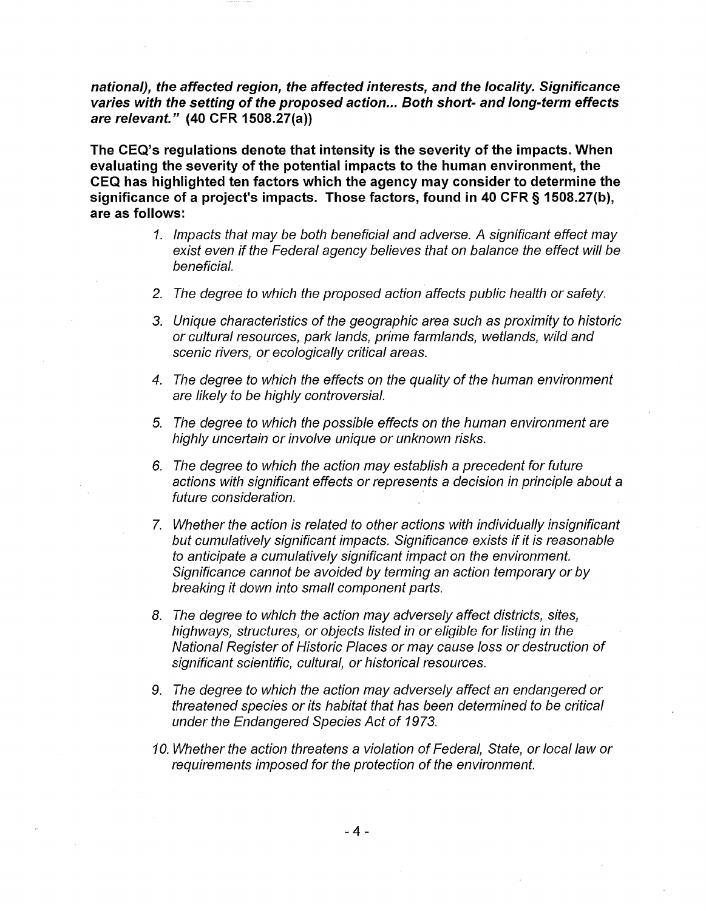***national), the affected region, the affected interests, and the locality. Significance varies with the setting of the proposed action... Both short- and long-term effects are relevant." (40 CFR 1508.27(a))***

**The CEQ's regulations denote that intensity is the severity of the impacts. When evaluating the severity of the potential impacts to the human environment, the CEQ has highlighted ten factors which the agency may consider to determine the significance of a project's impacts. Those factors, found in 40 CFR § 1508.27(b), are as follows:**

1. *Impacts that may be both beneficial and adverse. A significant effect may exist even if the Federal agency believes that on balance the effect will be beneficial.*

2. *The degree to which the proposed action affects public health or safety.*

3. *Unique characteristics of the geographic area such as proximity to historic or cultural resources, park lands, prime farmlands, wetlands, wild and scenic rivers, or ecologically critical areas.*

4. *The degree to which the effects on the quality of the human environment are likely to be highly controversial.*

5. *The degree to which the possible effects on the human environment are highly uncertain or involve unique or unknown risks.*

6. *The degree to which the action may establish a precedent for future actions with significant effects or represents a decision in principle about a future consideration.*

7. *Whether the action is related to other actions with individually insignificant but cumulatively significant impacts. Significance exists if it is reasonable to anticipate a cumulatively significant impact on the environment. Significance cannot be avoided by terming an action temporary or by breaking it down into small component parts.*

8. *The degree to which the action may adversely affect districts, sites, highways, structures, or objects listed in or eligible for listing in the National Register of Historic Places or may cause loss or destruction of significant scientific, cultural, or historical resources.*

9. *The degree to which the action may adversely affect an endangered or threatened species or its habitat that has been determined to be critical under the Endangered Species Act of 1973.*

10. *Whether the action threatens a violation of Federal, State, or local law or requirements imposed for the protection of the environment.*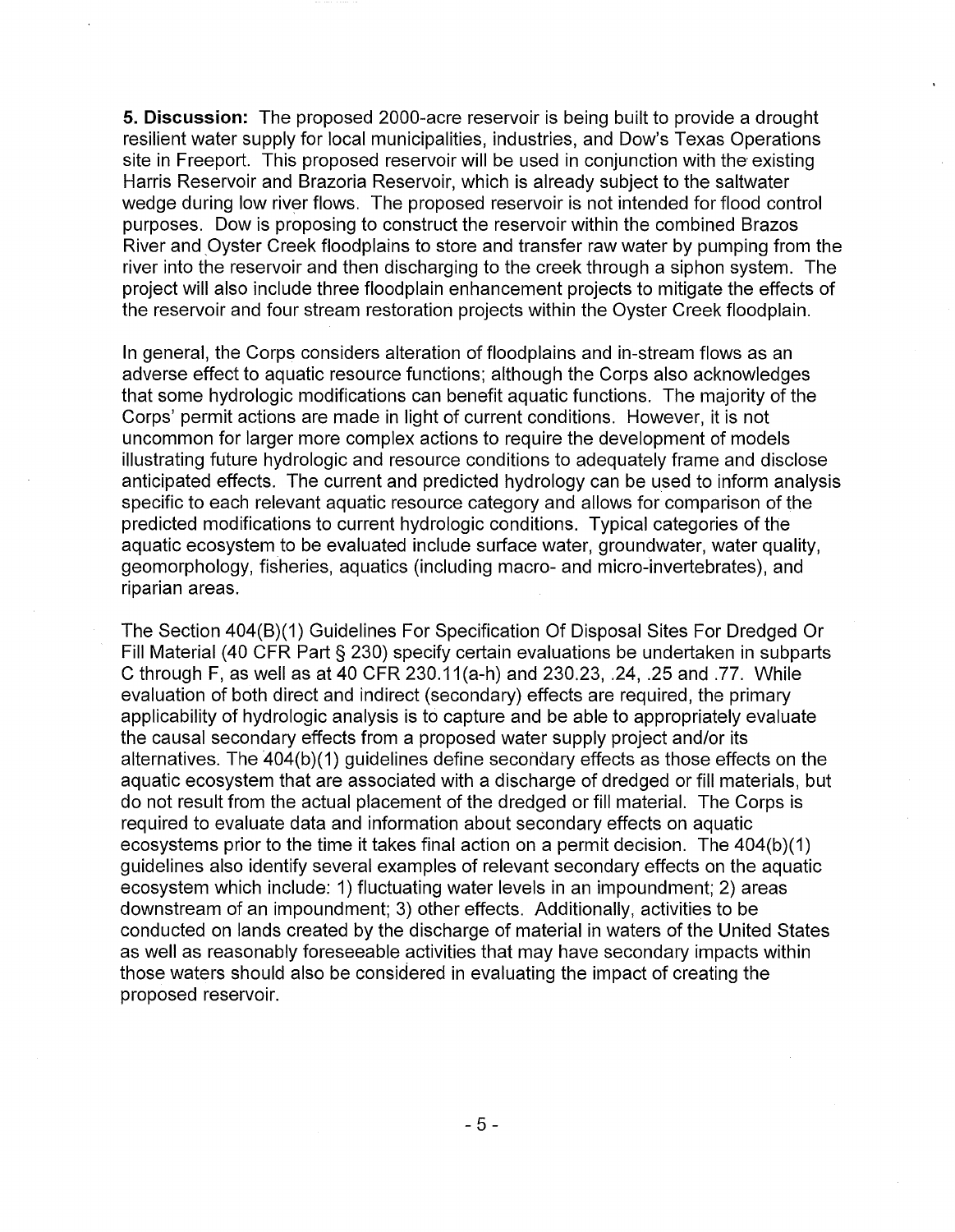**5. Discussion:** The proposed 2000-acre reservoir is being built to provide a drought resilient water supply for local municipalities, industries, and Dow's Texas Operations site in Freeport. This proposed reservoir will be used in conjunction with the existing Harris Reservoir and Brazoria Reservoir, which is already subject to the saltwater wedge during low river flows. The proposed reservoir is not intended for flood control purposes. Dow is proposing to construct the reservoir within the combined Brazos River and Oyster Creek floodplains to store and transfer raw water by pumping from the river into the reservoir and then discharging to the creek through a siphon system. The project will also include three floodplain enhancement projects to mitigate the effects of the reservoir and four stream restoration projects within the Oyster Creek floodplain.

In general, the Corps considers alteration of floodplains and in-stream flows as an adverse effect to aquatic resource functions; although the Corps also acknowledges that some hydrologic modifications can benefit aquatic functions. The majority of the Corps' permit actions are made in light of current conditions. However, it is not uncommon for larger more complex actions to require the development of models illustrating future hydrologic and resource conditions to adequately frame and disclose anticipated effects. The current and predicted hydrology can be used to inform analysis specific to each relevant aquatic resource category and allows for comparison of the predicted modifications to current hydrologic conditions. Typical categories of the aquatic ecosystem to be evaluated include surface water, groundwater, water quality, geomorphology, fisheries, aquatics (including macro- and micro-invertebrates), and riparian areas.

The Section 404(B)(1) Guidelines For Specification Of Disposal Sites For Dredged Or Fill Material (40 CFR Part § 230) specify certain evaluations be undertaken in subparts C through F, as well as at 40 CFR 230.11(a-h) and 230.23, .24, .25 and .77. While evaluation of both direct and indirect (secondary) effects are required, the primary applicability of hydrologic analysis is to capture and be able to appropriately evaluate the causal secondary effects from a proposed water supply project and/or its alternatives. The 404(b)(1) guidelines define secondary effects as those effects on the aquatic ecosystem that are associated with a discharge of dredged or fill materials, but do not result from the actual placement of the dredged or fill material. The Corps is required to evaluate data and information about secondary effects on aquatic ecosystems prior to the time it takes final action on a permit decision. The 404(b)(1) guidelines also identify several examples of relevant secondary effects on the aquatic ecosystem which include: 1) fluctuating water levels in an impoundment; 2) areas downstream of an impoundment; 3) other effects. Additionally, activities to be conducted on lands created by the discharge of material in waters of the United States as well as reasonably foreseeable activities that may have secondary impacts within those waters should also be considered in evaluating the impact of creating the proposed reservoir.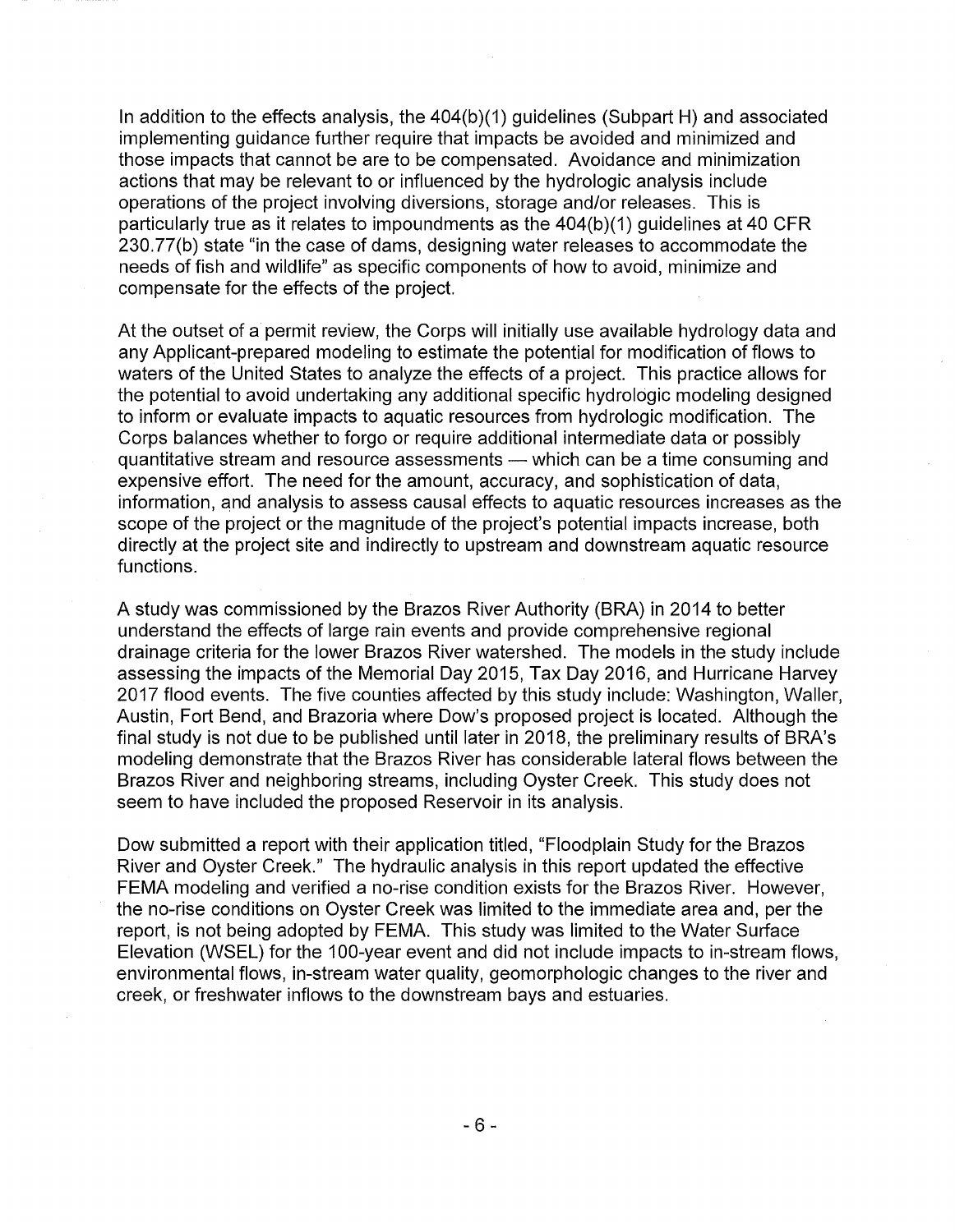In addition to the effects analysis, the 404(b)(1) guidelines (Subpart H) and associated implementing guidance further require that impacts be avoided and minimized and those impacts that cannot be are to be compensated. Avoidance and minimization actions that may be relevant to or influenced by the hydrologic analysis include operations of the project involving diversions, storage and/or releases. This is particularly true as it relates to impoundments as the 404(b)(1) guidelines at 40 CFR 230.77(b) state "in the case of dams, designing water releases to accommodate the needs of fish and wildlife" as specific components of how to avoid, minimize and compensate for the effects of the project.

At the outset of a permit review, the Corps will initially use available hydrology data and any Applicant-prepared modeling to estimate the potential for modification of flows to waters of the United States to analyze the effects of a project. This practice allows for the potential to avoid undertaking any additional specific hydrologic modeling designed to inform or evaluate impacts to aquatic resources from hydrologic modification. The Corps balances whether to forgo or require additional intermediate data or possibly quantitative stream and resource assessments — which can be a time consuming and expensive effort. The need for the amount, accuracy, and sophistication of data, information, and analysis to assess causal effects to aquatic resources increases as the scope of the project or the magnitude of the project's potential impacts increase, both directly at the project site and indirectly to upstream and downstream aquatic resource functions.

A study was commissioned by the Brazos River Authority (BRA) in 2014 to better understand the effects of large rain events and provide comprehensive regional drainage criteria for the lower Brazos River watershed. The models in the study include assessing the impacts of the Memorial Day 2015, Tax Day 2016, and Hurricane Harvey 2017 flood events. The five counties affected by this study include: Washington, Waller, Austin, Fort Bend, and Brazoria where Dow's proposed project is located. Although the final study is not due to be published until later in 2018, the preliminary results of BRA's modeling demonstrate that the Brazos River has considerable lateral flows between the Brazos River and neighboring streams, including Oyster Creek. This study does not seem to have included the proposed Reservoir in its analysis.

Dow submitted a report with their application titled, "Floodplain Study for the Brazos River and Oyster Creek." The hydraulic analysis in this report updated the effective FEMA modeling and verified a no-rise condition exists for the Brazos River. However, the no-rise conditions on Oyster Creek was limited to the immediate area and, per the report, is not being adopted by FEMA. This study was limited to the Water Surface Elevation (WSEL) for the 100-year event and did not include impacts to in-stream flows, environmental flows, in-stream water quality, geomorphologic changes to the river and creek, or freshwater inflows to the downstream bays and estuaries.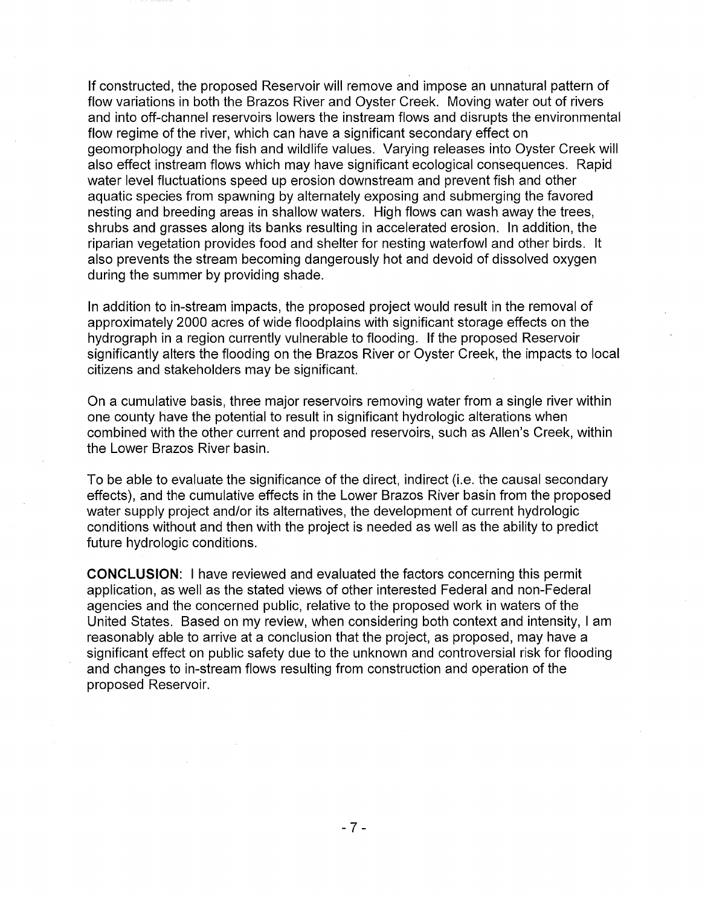If constructed, the proposed Reservoir will remove and impose an unnatural pattern of flow variations in both the Brazos River and Oyster Creek. Moving water out of rivers and into off-channel reservoirs lowers the instream flows and disrupts the environmental flow regime of the river, which can have a significant secondary effect on geomorphology and the fish and wildlife values. Varying releases into Oyster Creek will also effect instream flows which may have significant ecological consequences. Rapid water level fluctuations speed up erosion downstream and prevent fish and other aquatic species from spawning by alternately exposing and submerging the favored nesting and breeding areas in shallow waters. High flows can wash away the trees, shrubs and grasses along its banks resulting in accelerated erosion. In addition, the riparian vegetation provides food and shelter for nesting waterfowl and other birds. It also prevents the stream becoming dangerously hot and devoid of dissolved oxygen during the summer by providing shade.

In addition to in-stream impacts, the proposed project would result in the removal of approximately 2000 acres of wide floodplains with significant storage effects on the hydrograph in a region currently vulnerable to flooding. If the proposed Reservoir significantly alters the flooding on the Brazos River or Oyster Creek, the impacts to local citizens and stakeholders may be significant.

On a cumulative basis, three major reservoirs removing water from a single river within one county have the potential to result in significant hydrologic alterations when combined with the other current and proposed reservoirs, such as Allen's Creek, within the Lower Brazos River basin.

To be able to evaluate the significance of the direct, indirect (i.e. the causal secondary effects), and the cumulative effects in the Lower Brazos River basin from the proposed water supply project and/or its alternatives, the development of current hydrologic conditions without and then with the project is needed as well as the ability to predict future hydrologic conditions.

**CONCLUSION**: I have reviewed and evaluated the factors concerning this permit application, as well as the stated views of other interested Federal and non-Federal agencies and the concerned public, relative to the proposed work in waters of the United States. Based on my review, when considering both context and intensity, I am reasonably able to arrive at a conclusion that the project, as proposed, may have a significant effect on public safety due to the unknown and controversial risk for flooding and changes to in-stream flows resulting from construction and operation of the proposed Reservoir.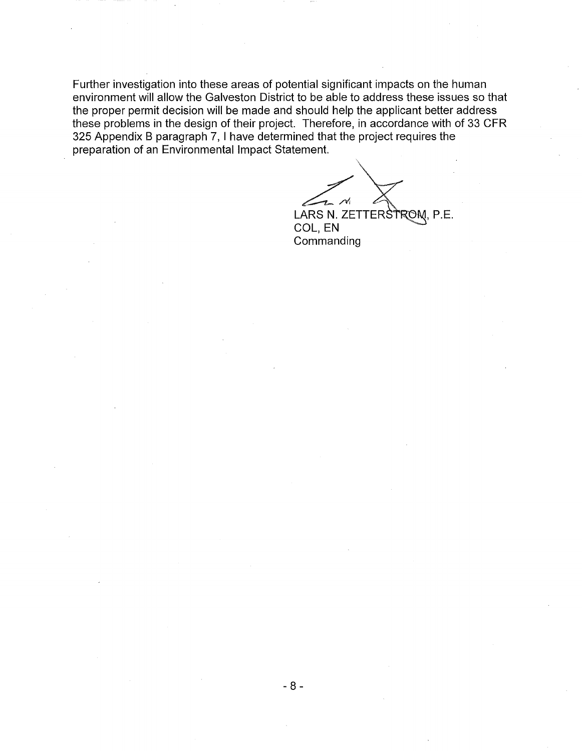Further investigation into these areas of potential significant impacts on the human environment will allow the Galveston District to be able to address these issues so that the proper permit decision will be made and should help the applicant better address these problems in the design of their project. Therefore, in accordance with of 33 CFR 325 Appendix B paragraph 7, I have determined that the project requires the preparation of an Environmental Impact Statement.

LARS N. ZETTERSTROM, P.E.
COL, EN
Commanding